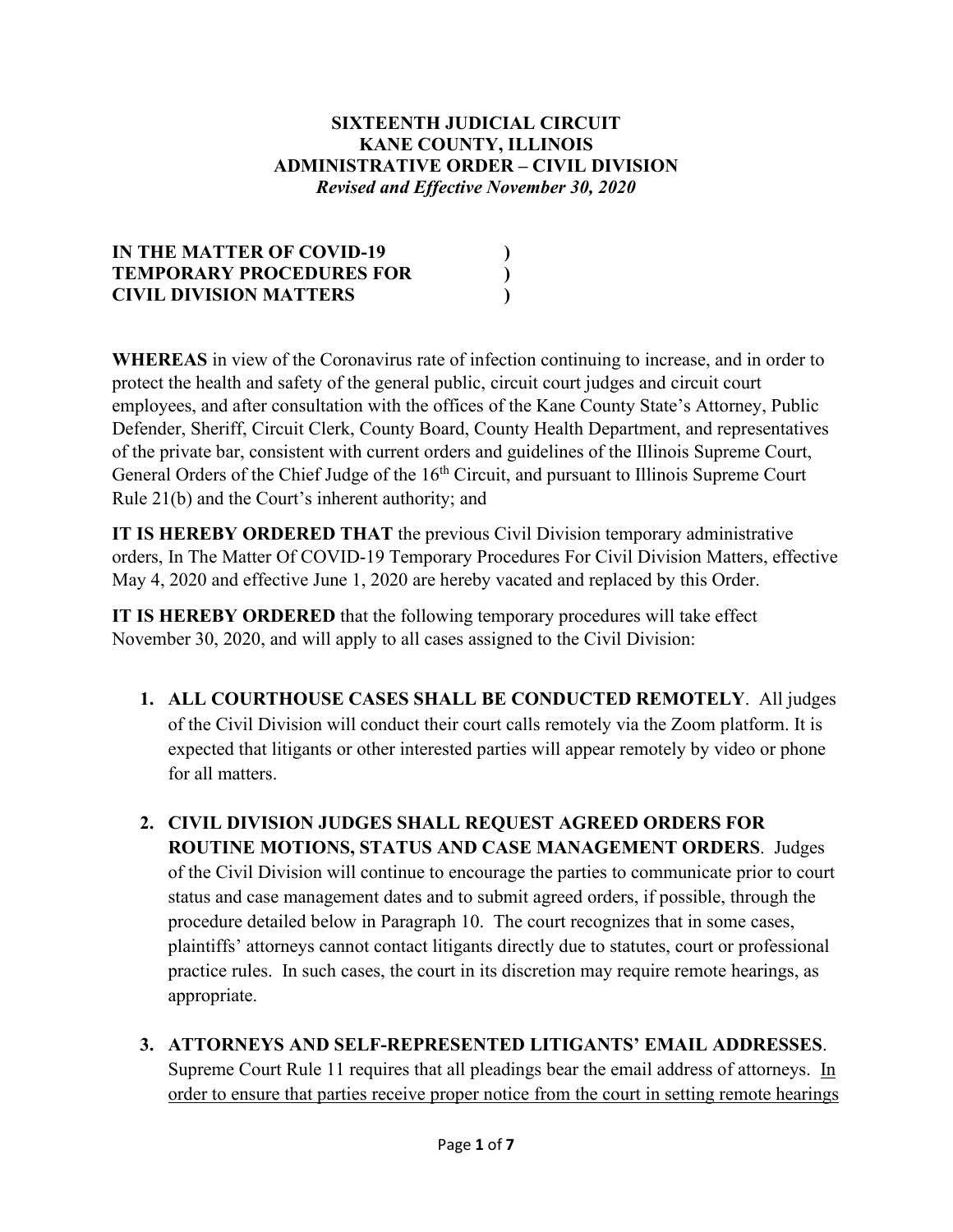**SIXTEENTH JUDICIAL CIRCUIT**
**KANE COUNTY, ILLINOIS**
**ADMINISTRATIVE ORDER – CIVIL DIVISION**
***Revised and Effective November 30, 2020***

**IN THE MATTER OF COVID-19 )**
**TEMPORARY PROCEDURES FOR )**
**CIVIL DIVISION MATTERS )**

**WHEREAS** in view of the Coronavirus rate of infection continuing to increase, and in order to protect the health and safety of the general public, circuit court judges and circuit court employees, and after consultation with the offices of the Kane County State's Attorney, Public Defender, Sheriff, Circuit Clerk, County Board, County Health Department, and representatives of the private bar, consistent with current orders and guidelines of the Illinois Supreme Court, General Orders of the Chief Judge of the 16th Circuit, and pursuant to Illinois Supreme Court Rule 21(b) and the Court's inherent authority; and

**IT IS HEREBY ORDERED THAT** the previous Civil Division temporary administrative orders, In The Matter Of COVID-19 Temporary Procedures For Civil Division Matters, effective May 4, 2020 and effective June 1, 2020 are hereby vacated and replaced by this Order.

**IT IS HEREBY ORDERED** that the following temporary procedures will take effect November 30, 2020, and will apply to all cases assigned to the Civil Division:

1. **ALL COURTHOUSE CASES SHALL BE CONDUCTED REMOTELY**. All judges of the Civil Division will conduct their court calls remotely via the Zoom platform. It is expected that litigants or other interested parties will appear remotely by video or phone for all matters.

2. **CIVIL DIVISION JUDGES SHALL REQUEST AGREED ORDERS FOR ROUTINE MOTIONS, STATUS AND CASE MANAGEMENT ORDERS**. Judges of the Civil Division will continue to encourage the parties to communicate prior to court status and case management dates and to submit agreed orders, if possible, through the procedure detailed below in Paragraph 10. The court recognizes that in some cases, plaintiffs' attorneys cannot contact litigants directly due to statutes, court or professional practice rules. In such cases, the court in its discretion may require remote hearings, as appropriate.

3. **ATTORNEYS AND SELF-REPRESENTED LITIGANTS' EMAIL ADDRESSES**. Supreme Court Rule 11 requires that all pleadings bear the email address of attorneys. <u>In order to ensure that parties receive proper notice from the court in setting remote hearings</u>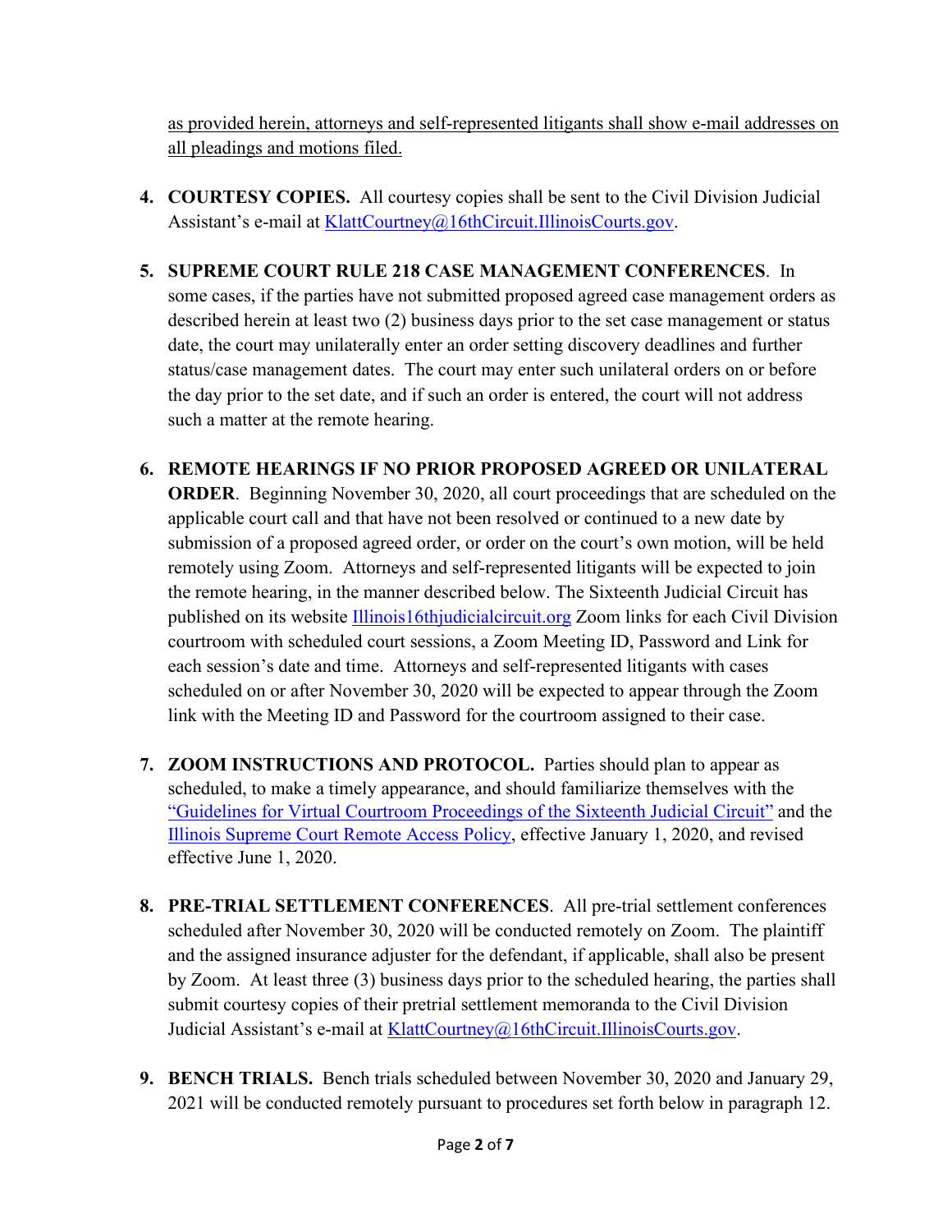as provided herein, attorneys and self-represented litigants shall show e-mail addresses on all pleadings and motions filed.

4. **COURTESY COPIES.** All courtesy copies shall be sent to the Civil Division Judicial Assistant's e-mail at KlattCourtney@16thCircuit.IllinoisCourts.gov.

5. **SUPREME COURT RULE 218 CASE MANAGEMENT CONFERENCES**. In some cases, if the parties have not submitted proposed agreed case management orders as described herein at least two (2) business days prior to the set case management or status date, the court may unilaterally enter an order setting discovery deadlines and further status/case management dates. The court may enter such unilateral orders on or before the day prior to the set date, and if such an order is entered, the court will not address such a matter at the remote hearing.

6. **REMOTE HEARINGS IF NO PRIOR PROPOSED AGREED OR UNILATERAL ORDER**. Beginning November 30, 2020, all court proceedings that are scheduled on the applicable court call and that have not been resolved or continued to a new date by submission of a proposed agreed order, or order on the court's own motion, will be held remotely using Zoom. Attorneys and self-represented litigants will be expected to join the remote hearing, in the manner described below. The Sixteenth Judicial Circuit has published on its website Illinois16thjudicialcircuit.org Zoom links for each Civil Division courtroom with scheduled court sessions, a Zoom Meeting ID, Password and Link for each session's date and time. Attorneys and self-represented litigants with cases scheduled on or after November 30, 2020 will be expected to appear through the Zoom link with the Meeting ID and Password for the courtroom assigned to their case.

7. **ZOOM INSTRUCTIONS AND PROTOCOL.** Parties should plan to appear as scheduled, to make a timely appearance, and should familiarize themselves with the "Guidelines for Virtual Courtroom Proceedings of the Sixteenth Judicial Circuit" and the Illinois Supreme Court Remote Access Policy, effective January 1, 2020, and revised effective June 1, 2020.

8. **PRE-TRIAL SETTLEMENT CONFERENCES**. All pre-trial settlement conferences scheduled after November 30, 2020 will be conducted remotely on Zoom. The plaintiff and the assigned insurance adjuster for the defendant, if applicable, shall also be present by Zoom. At least three (3) business days prior to the scheduled hearing, the parties shall submit courtesy copies of their pretrial settlement memoranda to the Civil Division Judicial Assistant's e-mail at KlattCourtney@16thCircuit.IllinoisCourts.gov.

9. **BENCH TRIALS.** Bench trials scheduled between November 30, 2020 and January 29, 2021 will be conducted remotely pursuant to procedures set forth below in paragraph 12.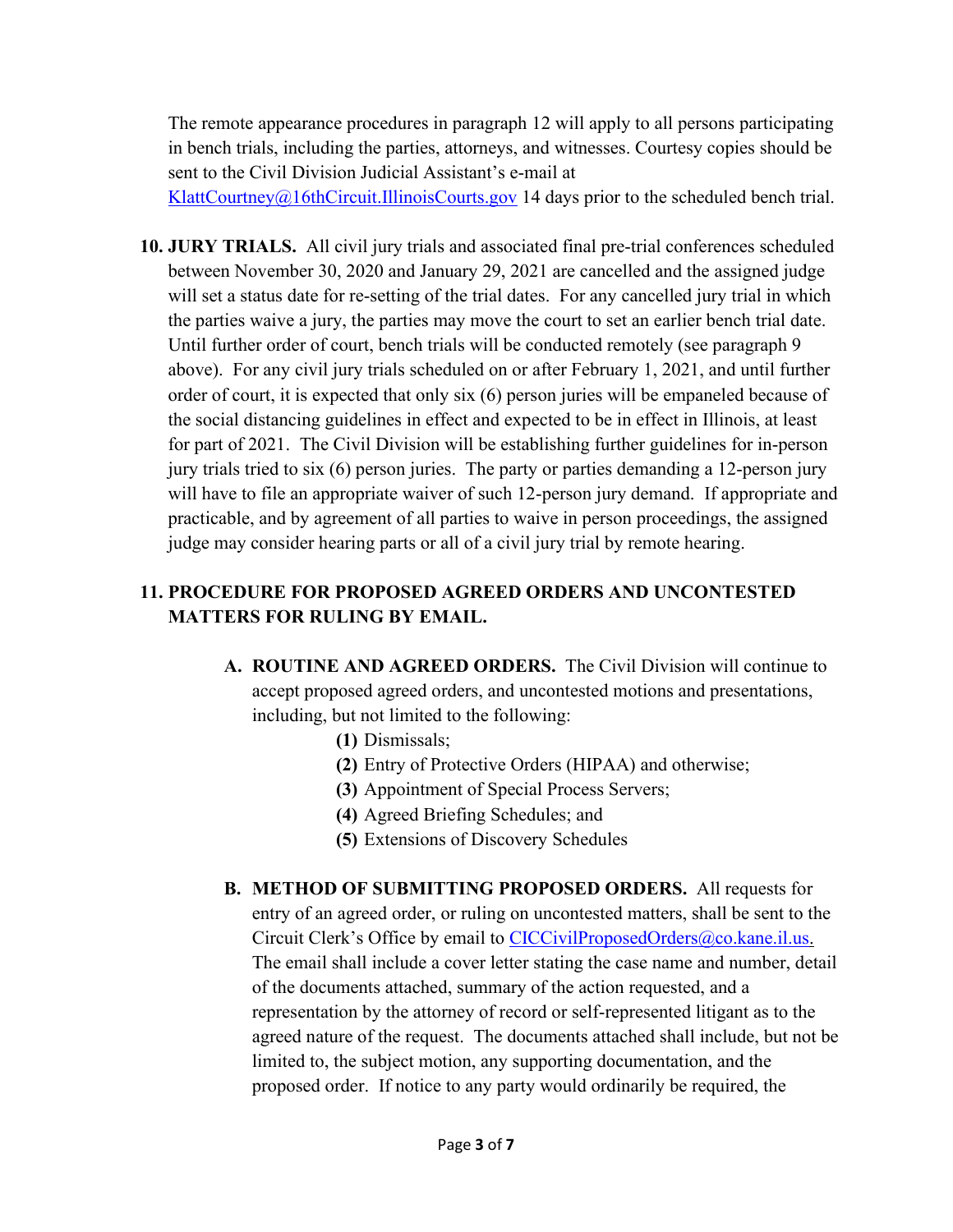The remote appearance procedures in paragraph 12 will apply to all persons participating in bench trials, including the parties, attorneys, and witnesses. Courtesy copies should be sent to the Civil Division Judicial Assistant's e-mail at KlattCourtney@16thCircuit.IllinoisCourts.gov 14 days prior to the scheduled bench trial.

**10. JURY TRIALS.** All civil jury trials and associated final pre-trial conferences scheduled between November 30, 2020 and January 29, 2021 are cancelled and the assigned judge will set a status date for re-setting of the trial dates. For any cancelled jury trial in which the parties waive a jury, the parties may move the court to set an earlier bench trial date. Until further order of court, bench trials will be conducted remotely (see paragraph 9 above). For any civil jury trials scheduled on or after February 1, 2021, and until further order of court, it is expected that only six (6) person juries will be empaneled because of the social distancing guidelines in effect and expected to be in effect in Illinois, at least for part of 2021. The Civil Division will be establishing further guidelines for in-person jury trials tried to six (6) person juries. The party or parties demanding a 12-person jury will have to file an appropriate waiver of such 12-person jury demand. If appropriate and practicable, and by agreement of all parties to waive in person proceedings, the assigned judge may consider hearing parts or all of a civil jury trial by remote hearing.

**11. PROCEDURE FOR PROPOSED AGREED ORDERS AND UNCONTESTED MATTERS FOR RULING BY EMAIL.**

**A. ROUTINE AND AGREED ORDERS.** The Civil Division will continue to accept proposed agreed orders, and uncontested motions and presentations, including, but not limited to the following:

- **(1)** Dismissals;
- **(2)** Entry of Protective Orders (HIPAA) and otherwise;
- **(3)** Appointment of Special Process Servers;
- **(4)** Agreed Briefing Schedules; and
- **(5)** Extensions of Discovery Schedules

**B. METHOD OF SUBMITTING PROPOSED ORDERS.** All requests for entry of an agreed order, or ruling on uncontested matters, shall be sent to the Circuit Clerk's Office by email to CICCivilProposedOrders@co.kane.il.us. The email shall include a cover letter stating the case name and number, detail of the documents attached, summary of the action requested, and a representation by the attorney of record or self-represented litigant as to the agreed nature of the request. The documents attached shall include, but not be limited to, the subject motion, any supporting documentation, and the proposed order. If notice to any party would ordinarily be required, the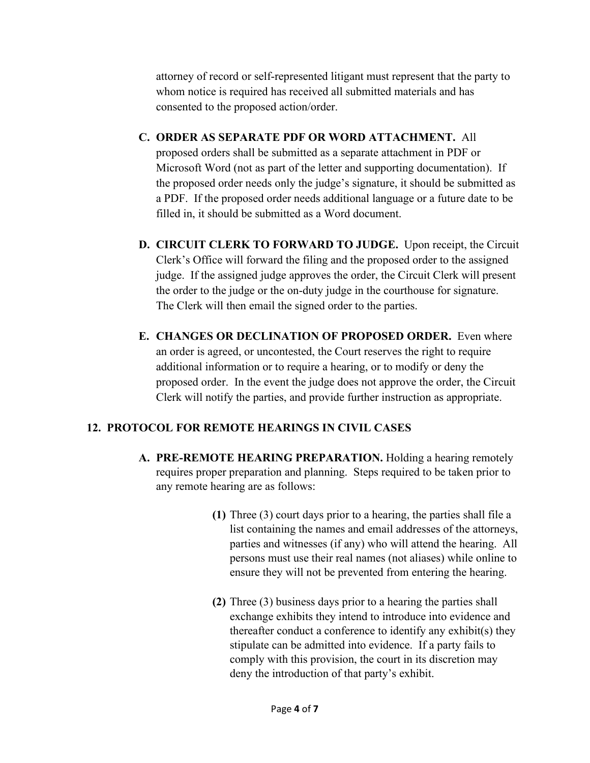attorney of record or self-represented litigant must represent that the party to whom notice is required has received all submitted materials and has consented to the proposed action/order.

**C. ORDER AS SEPARATE PDF OR WORD ATTACHMENT.** All proposed orders shall be submitted as a separate attachment in PDF or Microsoft Word (not as part of the letter and supporting documentation). If the proposed order needs only the judge's signature, it should be submitted as a PDF. If the proposed order needs additional language or a future date to be filled in, it should be submitted as a Word document.

**D. CIRCUIT CLERK TO FORWARD TO JUDGE.** Upon receipt, the Circuit Clerk's Office will forward the filing and the proposed order to the assigned judge. If the assigned judge approves the order, the Circuit Clerk will present the order to the judge or the on-duty judge in the courthouse for signature. The Clerk will then email the signed order to the parties.

**E. CHANGES OR DECLINATION OF PROPOSED ORDER.** Even where an order is agreed, or uncontested, the Court reserves the right to require additional information or to require a hearing, or to modify or deny the proposed order. In the event the judge does not approve the order, the Circuit Clerk will notify the parties, and provide further instruction as appropriate.

## 12. PROTOCOL FOR REMOTE HEARINGS IN CIVIL CASES

**A. PRE-REMOTE HEARING PREPARATION.** Holding a hearing remotely requires proper preparation and planning. Steps required to be taken prior to any remote hearing are as follows:

**(1)** Three (3) court days prior to a hearing, the parties shall file a list containing the names and email addresses of the attorneys, parties and witnesses (if any) who will attend the hearing. All persons must use their real names (not aliases) while online to ensure they will not be prevented from entering the hearing.

**(2)** Three (3) business days prior to a hearing the parties shall exchange exhibits they intend to introduce into evidence and thereafter conduct a conference to identify any exhibit(s) they stipulate can be admitted into evidence. If a party fails to comply with this provision, the court in its discretion may deny the introduction of that party's exhibit.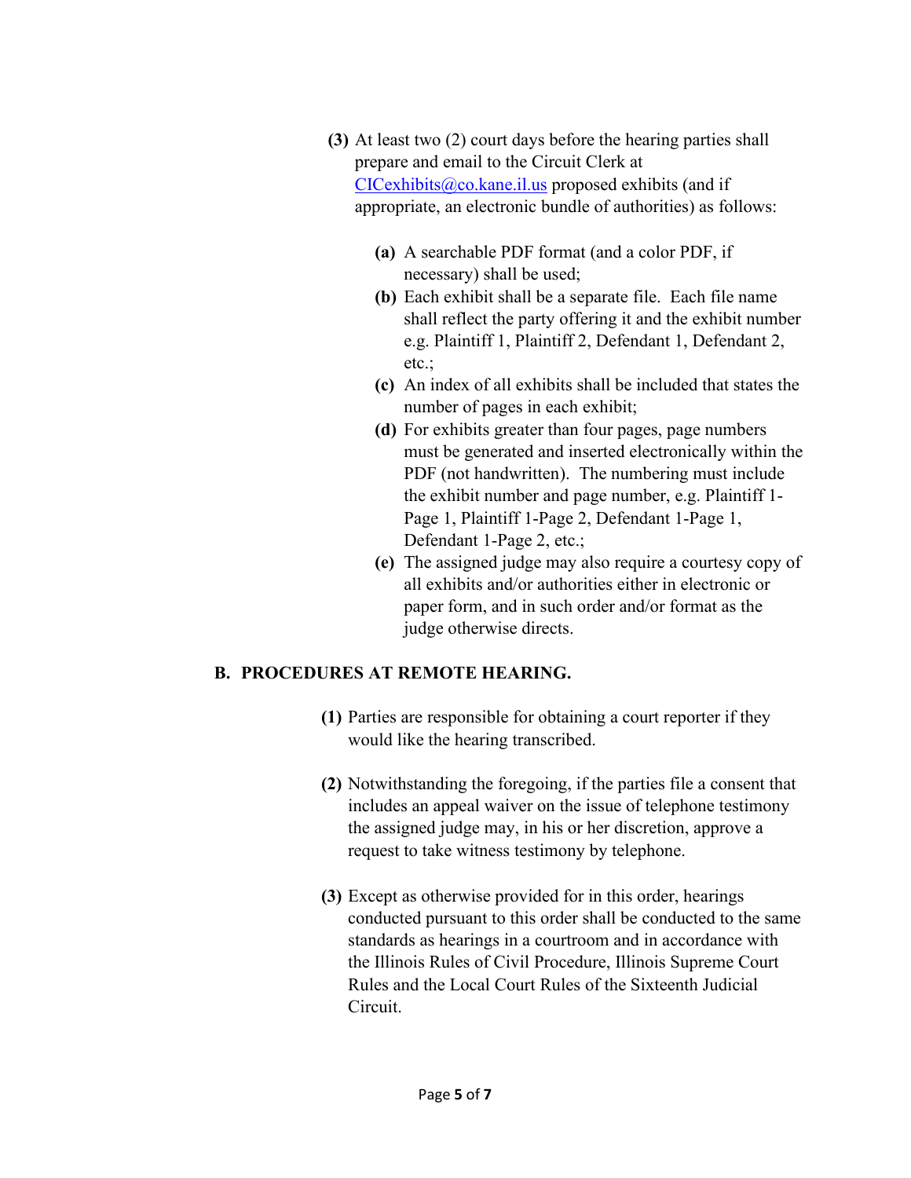**(3)** At least two (2) court days before the hearing parties shall prepare and email to the Circuit Clerk at CICexhibits@co.kane.il.us proposed exhibits (and if appropriate, an electronic bundle of authorities) as follows:

- **(a)** A searchable PDF format (and a color PDF, if necessary) shall be used;
- **(b)** Each exhibit shall be a separate file. Each file name shall reflect the party offering it and the exhibit number e.g. Plaintiff 1, Plaintiff 2, Defendant 1, Defendant 2, etc.;
- **(c)** An index of all exhibits shall be included that states the number of pages in each exhibit;
- **(d)** For exhibits greater than four pages, page numbers must be generated and inserted electronically within the PDF (not handwritten). The numbering must include the exhibit number and page number, e.g. Plaintiff 1-Page 1, Plaintiff 1-Page 2, Defendant 1-Page 1, Defendant 1-Page 2, etc.;
- **(e)** The assigned judge may also require a courtesy copy of all exhibits and/or authorities either in electronic or paper form, and in such order and/or format as the judge otherwise directs.

## B. PROCEDURES AT REMOTE HEARING.

**(1)** Parties are responsible for obtaining a court reporter if they would like the hearing transcribed.

**(2)** Notwithstanding the foregoing, if the parties file a consent that includes an appeal waiver on the issue of telephone testimony the assigned judge may, in his or her discretion, approve a request to take witness testimony by telephone.

**(3)** Except as otherwise provided for in this order, hearings conducted pursuant to this order shall be conducted to the same standards as hearings in a courtroom and in accordance with the Illinois Rules of Civil Procedure, Illinois Supreme Court Rules and the Local Court Rules of the Sixteenth Judicial Circuit.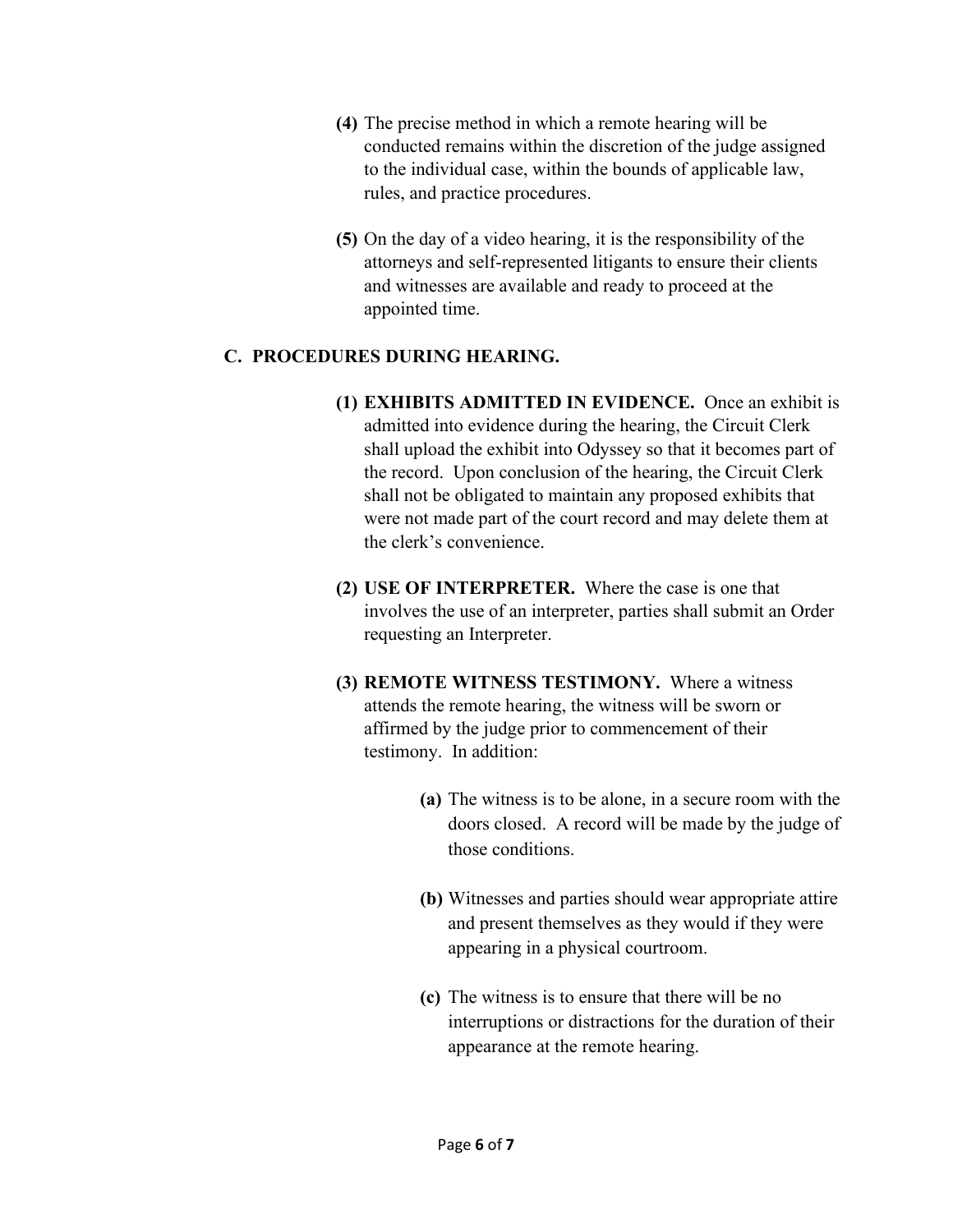**(4)** The precise method in which a remote hearing will be conducted remains within the discretion of the judge assigned to the individual case, within the bounds of applicable law, rules, and practice procedures.

**(5)** On the day of a video hearing, it is the responsibility of the attorneys and self-represented litigants to ensure their clients and witnesses are available and ready to proceed at the appointed time.

## C. PROCEDURES DURING HEARING.

**(1) EXHIBITS ADMITTED IN EVIDENCE.** Once an exhibit is admitted into evidence during the hearing, the Circuit Clerk shall upload the exhibit into Odyssey so that it becomes part of the record. Upon conclusion of the hearing, the Circuit Clerk shall not be obligated to maintain any proposed exhibits that were not made part of the court record and may delete them at the clerk's convenience.

**(2) USE OF INTERPRETER.** Where the case is one that involves the use of an interpreter, parties shall submit an Order requesting an Interpreter.

**(3) REMOTE WITNESS TESTIMONY.** Where a witness attends the remote hearing, the witness will be sworn or affirmed by the judge prior to commencement of their testimony. In addition:

**(a)** The witness is to be alone, in a secure room with the doors closed. A record will be made by the judge of those conditions.

**(b)** Witnesses and parties should wear appropriate attire and present themselves as they would if they were appearing in a physical courtroom.

**(c)** The witness is to ensure that there will be no interruptions or distractions for the duration of their appearance at the remote hearing.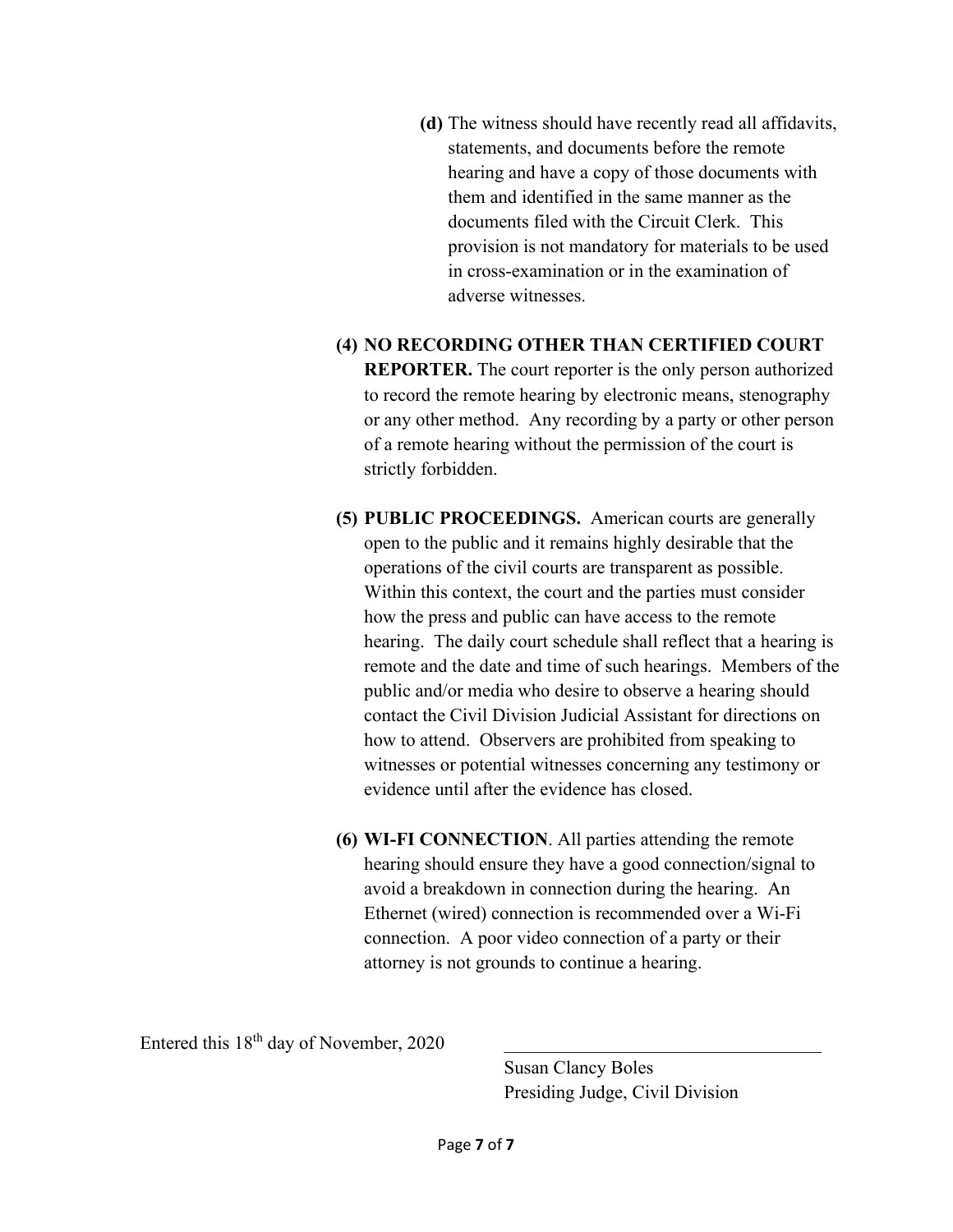**(d)** The witness should have recently read all affidavits, statements, and documents before the remote hearing and have a copy of those documents with them and identified in the same manner as the documents filed with the Circuit Clerk. This provision is not mandatory for materials to be used in cross-examination or in the examination of adverse witnesses.

**(4) NO RECORDING OTHER THAN CERTIFIED COURT REPORTER.** The court reporter is the only person authorized to record the remote hearing by electronic means, stenography or any other method. Any recording by a party or other person of a remote hearing without the permission of the court is strictly forbidden.

**(5) PUBLIC PROCEEDINGS.** American courts are generally open to the public and it remains highly desirable that the operations of the civil courts are transparent as possible. Within this context, the court and the parties must consider how the press and public can have access to the remote hearing. The daily court schedule shall reflect that a hearing is remote and the date and time of such hearings. Members of the public and/or media who desire to observe a hearing should contact the Civil Division Judicial Assistant for directions on how to attend. Observers are prohibited from speaking to witnesses or potential witnesses concerning any testimony or evidence until after the evidence has closed.

**(6) WI-FI CONNECTION**. All parties attending the remote hearing should ensure they have a good connection/signal to avoid a breakdown in connection during the hearing. An Ethernet (wired) connection is recommended over a Wi-Fi connection. A poor video connection of a party or their attorney is not grounds to continue a hearing.

Entered this 18th day of November, 2020

\_\_\_\_\_\_\_\_\_\_\_\_\_\_\_\_\_\_\_\_\_\_\_\_\_\_\_\_\_\_\_\_\_\_\_\_

Susan Clancy Boles
Presiding Judge, Civil Division